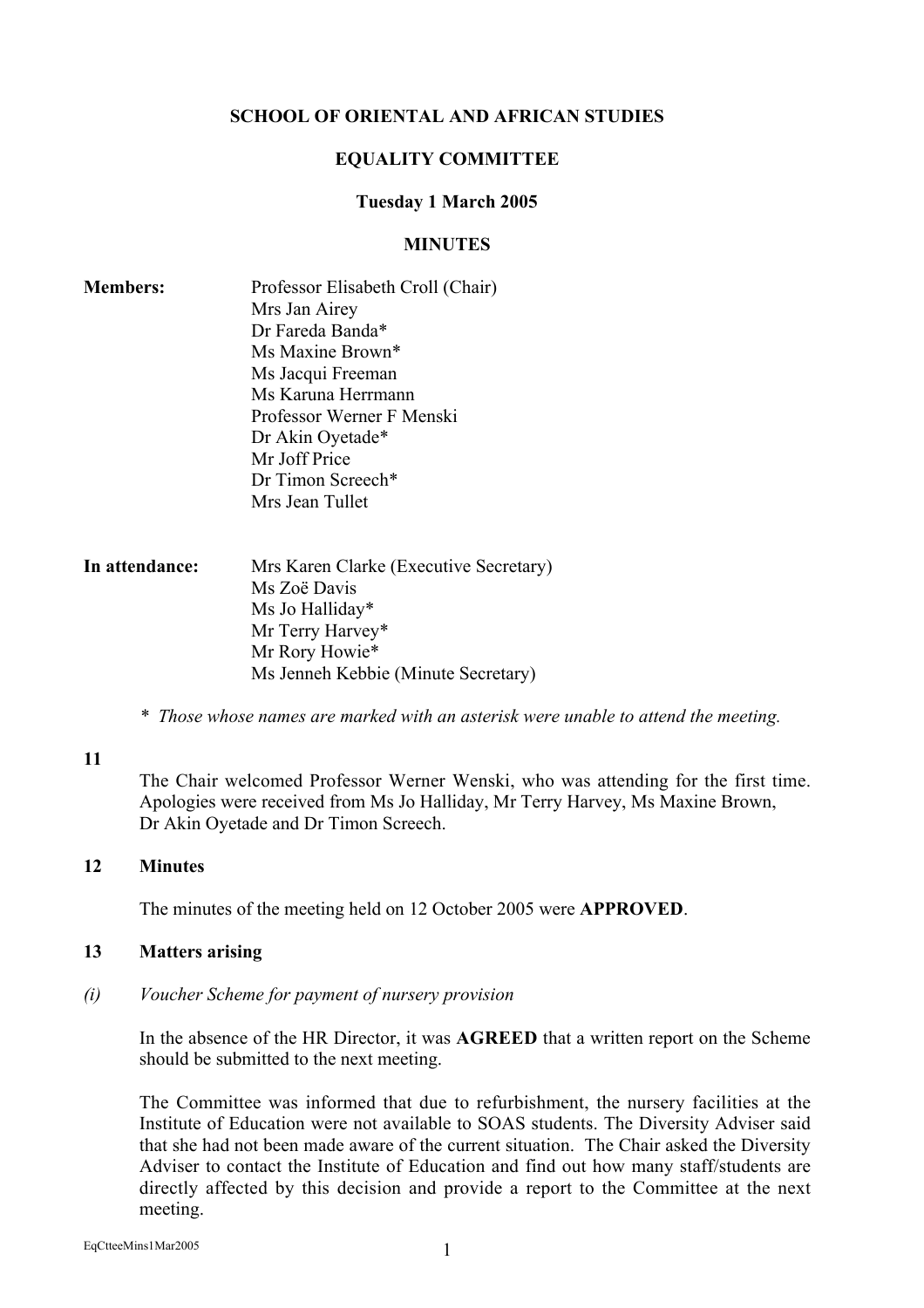**SCHOOL OF ORIENTAL AND AFRICAN STUDIES**

**EQUALITY COMMITTEE**

**Tuesday 1 March 2005**

**MINUTES**

**Members:**

Professor Elisabeth Croll (Chair)
Mrs Jan Airey
Dr Fareda Banda*
Ms Maxine Brown*
Ms Jacqui Freeman
Ms Karuna Herrmann
Professor Werner F Menski
Dr Akin Oyetade*
Mr Joff Price
Dr Timon Screech*
Mrs Jean Tullet

**In attendance:**

Mrs Karen Clarke (Executive Secretary)
Ms Zoë Davis
Ms Jo Halliday*
Mr Terry Harvey*
Mr Rory Howie*
Ms Jenneh Kebbie (Minute Secretary)

*\* Those whose names are marked with an asterisk were unable to attend the meeting.*

**11**

The Chair welcomed Professor Werner Wenski, who was attending for the first time. Apologies were received from Ms Jo Halliday, Mr Terry Harvey, Ms Maxine Brown, Dr Akin Oyetade and Dr Timon Screech.

**12 Minutes**

The minutes of the meeting held on 12 October 2005 were **APPROVED**.

**13 Matters arising**

*(i) Voucher Scheme for payment of nursery provision*

In the absence of the HR Director, it was **AGREED** that a written report on the Scheme should be submitted to the next meeting.

The Committee was informed that due to refurbishment, the nursery facilities at the Institute of Education were not available to SOAS students. The Diversity Adviser said that she had not been made aware of the current situation. The Chair asked the Diversity Adviser to contact the Institute of Education and find out how many staff/students are directly affected by this decision and provide a report to the Committee at the next meeting.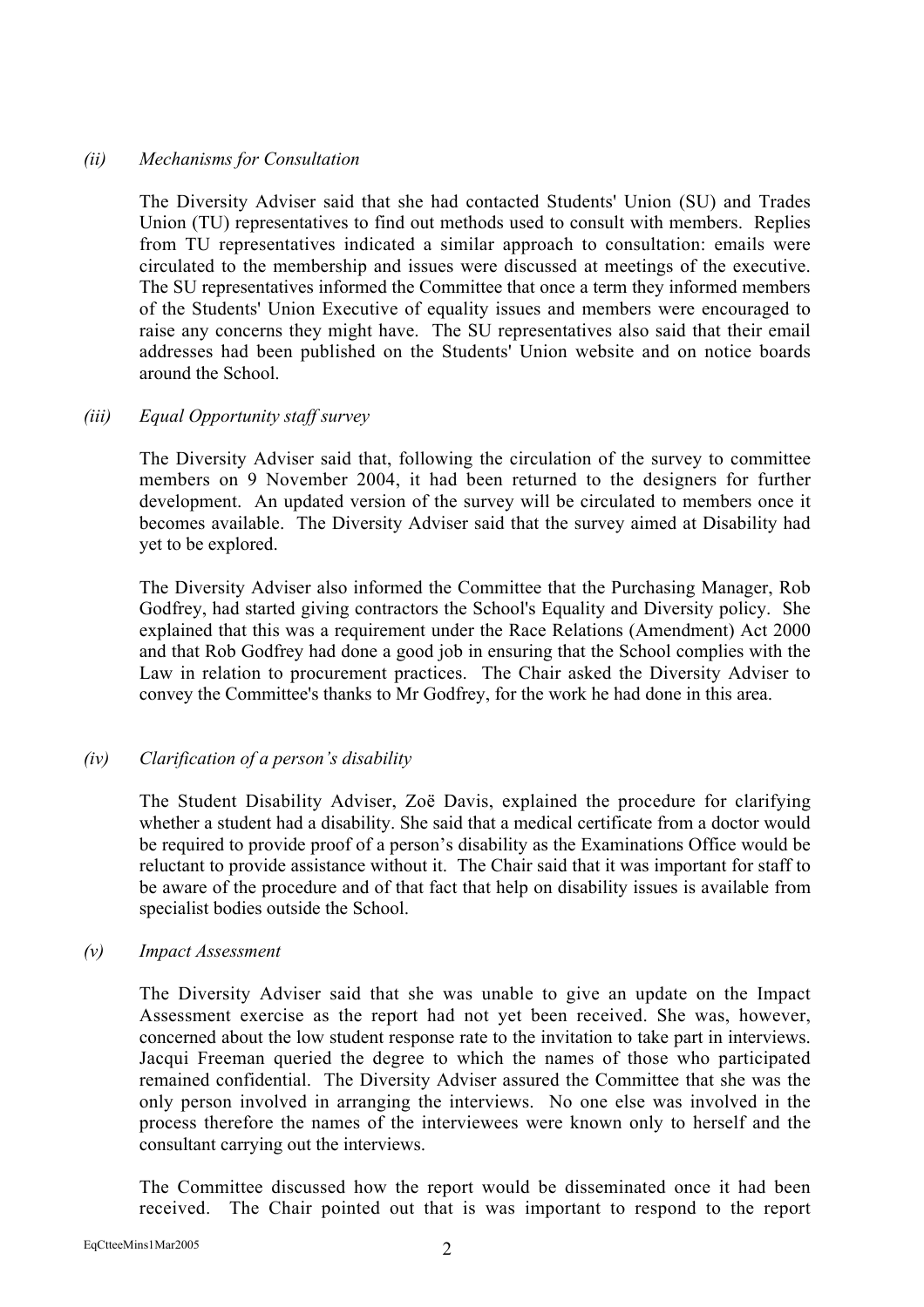*(ii) Mechanisms for Consultation*

The Diversity Adviser said that she had contacted Students' Union (SU) and Trades Union (TU) representatives to find out methods used to consult with members. Replies from TU representatives indicated a similar approach to consultation: emails were circulated to the membership and issues were discussed at meetings of the executive. The SU representatives informed the Committee that once a term they informed members of the Students' Union Executive of equality issues and members were encouraged to raise any concerns they might have. The SU representatives also said that their email addresses had been published on the Students' Union website and on notice boards around the School.

*(iii) Equal Opportunity staff survey*

The Diversity Adviser said that, following the circulation of the survey to committee members on 9 November 2004, it had been returned to the designers for further development. An updated version of the survey will be circulated to members once it becomes available. The Diversity Adviser said that the survey aimed at Disability had yet to be explored.

The Diversity Adviser also informed the Committee that the Purchasing Manager, Rob Godfrey, had started giving contractors the School's Equality and Diversity policy. She explained that this was a requirement under the Race Relations (Amendment) Act 2000 and that Rob Godfrey had done a good job in ensuring that the School complies with the Law in relation to procurement practices. The Chair asked the Diversity Adviser to convey the Committee's thanks to Mr Godfrey, for the work he had done in this area.

*(iv) Clarification of a person's disability*

The Student Disability Adviser, Zoë Davis, explained the procedure for clarifying whether a student had a disability. She said that a medical certificate from a doctor would be required to provide proof of a person's disability as the Examinations Office would be reluctant to provide assistance without it. The Chair said that it was important for staff to be aware of the procedure and of that fact that help on disability issues is available from specialist bodies outside the School.

*(v) Impact Assessment*

The Diversity Adviser said that she was unable to give an update on the Impact Assessment exercise as the report had not yet been received. She was, however, concerned about the low student response rate to the invitation to take part in interviews. Jacqui Freeman queried the degree to which the names of those who participated remained confidential. The Diversity Adviser assured the Committee that she was the only person involved in arranging the interviews. No one else was involved in the process therefore the names of the interviewees were known only to herself and the consultant carrying out the interviews.

The Committee discussed how the report would be disseminated once it had been received. The Chair pointed out that is was important to respond to the report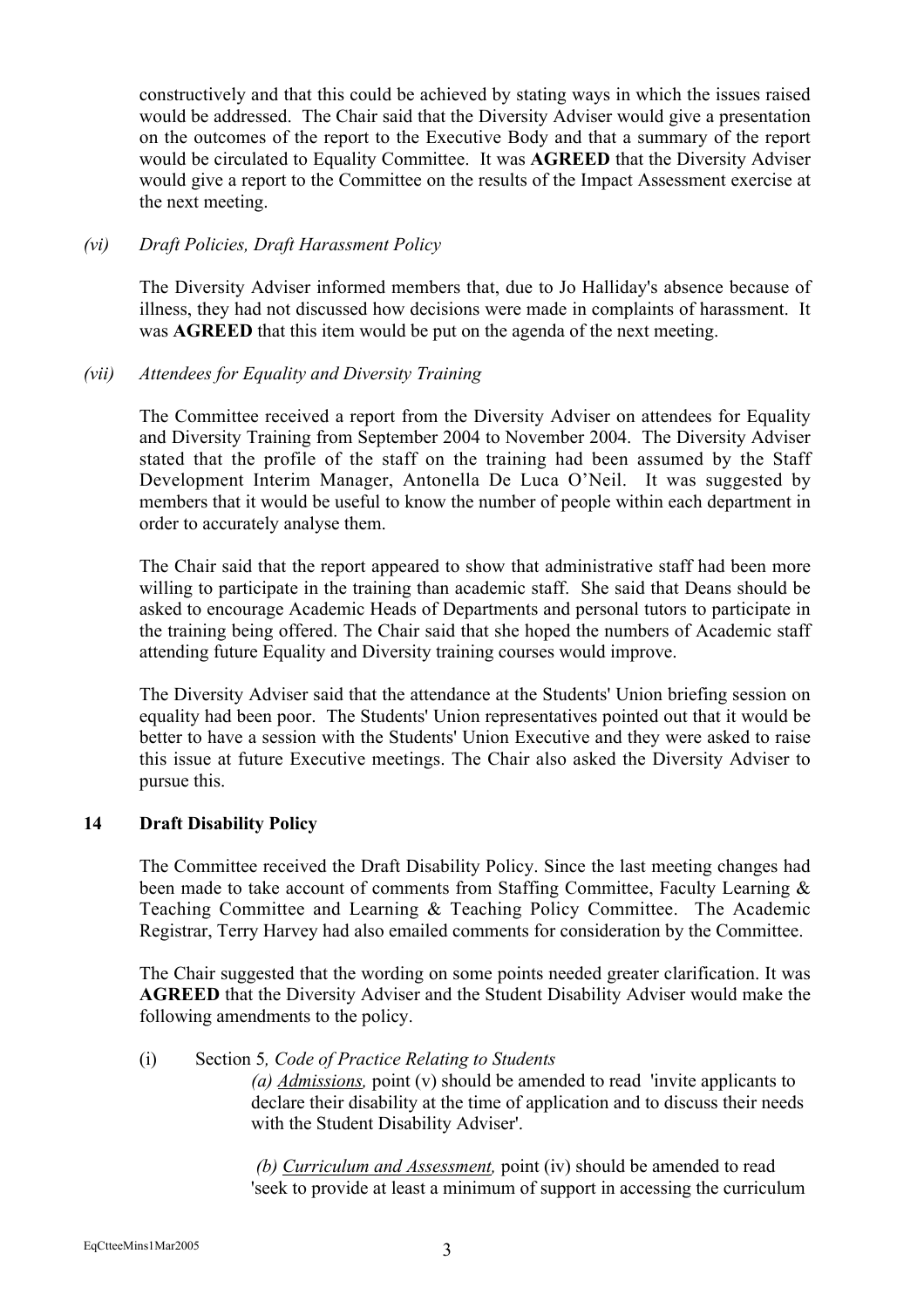constructively and that this could be achieved by stating ways in which the issues raised would be addressed. The Chair said that the Diversity Adviser would give a presentation on the outcomes of the report to the Executive Body and that a summary of the report would be circulated to Equality Committee. It was **AGREED** that the Diversity Adviser would give a report to the Committee on the results of the Impact Assessment exercise at the next meeting.

*(vi) Draft Policies, Draft Harassment Policy*

The Diversity Adviser informed members that, due to Jo Halliday's absence because of illness, they had not discussed how decisions were made in complaints of harassment. It was **AGREED** that this item would be put on the agenda of the next meeting.

*(vii) Attendees for Equality and Diversity Training*

The Committee received a report from the Diversity Adviser on attendees for Equality and Diversity Training from September 2004 to November 2004. The Diversity Adviser stated that the profile of the staff on the training had been assumed by the Staff Development Interim Manager, Antonella De Luca O'Neil. It was suggested by members that it would be useful to know the number of people within each department in order to accurately analyse them.

The Chair said that the report appeared to show that administrative staff had been more willing to participate in the training than academic staff. She said that Deans should be asked to encourage Academic Heads of Departments and personal tutors to participate in the training being offered. The Chair said that she hoped the numbers of Academic staff attending future Equality and Diversity training courses would improve.

The Diversity Adviser said that the attendance at the Students' Union briefing session on equality had been poor. The Students' Union representatives pointed out that it would be better to have a session with the Students' Union Executive and they were asked to raise this issue at future Executive meetings. The Chair also asked the Diversity Adviser to pursue this.

## 14 Draft Disability Policy

The Committee received the Draft Disability Policy. Since the last meeting changes had been made to take account of comments from Staffing Committee, Faculty Learning & Teaching Committee and Learning & Teaching Policy Committee. The Academic Registrar, Terry Harvey had also emailed comments for consideration by the Committee.

The Chair suggested that the wording on some points needed greater clarification. It was **AGREED** that the Diversity Adviser and the Student Disability Adviser would make the following amendments to the policy.

(i) Section 5*, Code of Practice Relating to Students*

*(a) Admissions,* point (v) should be amended to read 'invite applicants to declare their disability at the time of application and to discuss their needs with the Student Disability Adviser'.

*(b) Curriculum and Assessment,* point (iv) should be amended to read 'seek to provide at least a minimum of support in accessing the curriculum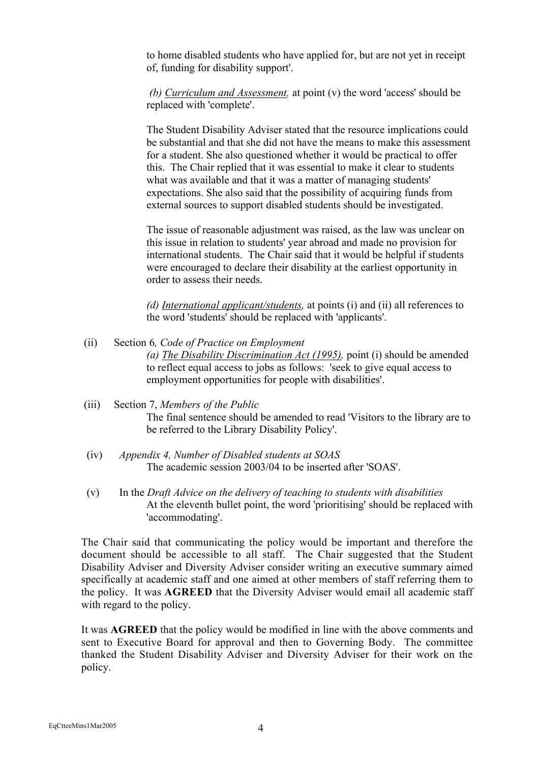to home disabled students who have applied for, but are not yet in receipt of, funding for disability support'.

*(b) Curriculum and Assessment,* at point (v) the word 'access' should be replaced with 'complete'.

The Student Disability Adviser stated that the resource implications could be substantial and that she did not have the means to make this assessment for a student. She also questioned whether it would be practical to offer this. The Chair replied that it was essential to make it clear to students what was available and that it was a matter of managing students' expectations. She also said that the possibility of acquiring funds from external sources to support disabled students should be investigated.

The issue of reasonable adjustment was raised, as the law was unclear on this issue in relation to students' year abroad and made no provision for international students. The Chair said that it would be helpful if students were encouraged to declare their disability at the earliest opportunity in order to assess their needs.

*(d) International applicant/students,* at points (i) and (ii) all references to the word 'students' should be replaced with 'applicants'.

(ii) Section 6, *Code of Practice on Employment*

*(a) The Disability Discrimination Act (1995),* point (i) should be amended to reflect equal access to jobs as follows: 'seek to give equal access to employment opportunities for people with disabilities'.

(iii) Section 7, *Members of the Public*

The final sentence should be amended to read 'Visitors to the library are to be referred to the Library Disability Policy'.

(iv) *Appendix 4, Number of Disabled students at SOAS*

The academic session 2003/04 to be inserted after 'SOAS'.

(v) In the *Draft Advice on the delivery of teaching to students with disabilities*

At the eleventh bullet point, the word 'prioritising' should be replaced with 'accommodating'.

The Chair said that communicating the policy would be important and therefore the document should be accessible to all staff. The Chair suggested that the Student Disability Adviser and Diversity Adviser consider writing an executive summary aimed specifically at academic staff and one aimed at other members of staff referring them to the policy. It was **AGREED** that the Diversity Adviser would email all academic staff with regard to the policy.

It was **AGREED** that the policy would be modified in line with the above comments and sent to Executive Board for approval and then to Governing Body. The committee thanked the Student Disability Adviser and Diversity Adviser for their work on the policy.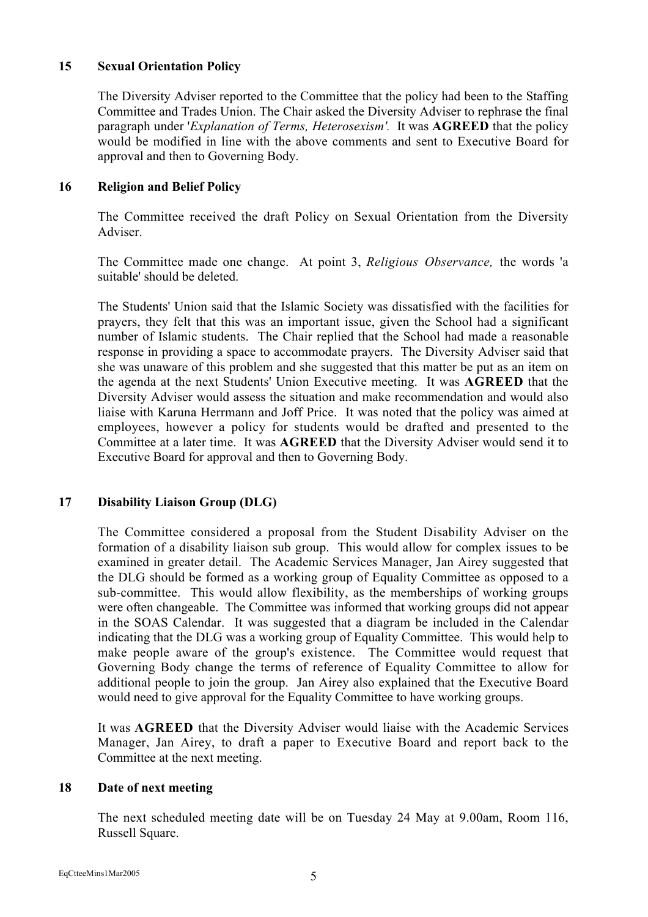## 15 Sexual Orientation Policy

The Diversity Adviser reported to the Committee that the policy had been to the Staffing Committee and Trades Union. The Chair asked the Diversity Adviser to rephrase the final paragraph under '*Explanation of Terms, Heterosexism'.* It was **AGREED** that the policy would be modified in line with the above comments and sent to Executive Board for approval and then to Governing Body.

## 16 Religion and Belief Policy

The Committee received the draft Policy on Sexual Orientation from the Diversity Adviser.

The Committee made one change. At point 3, *Religious Observance,* the words 'a suitable' should be deleted.

The Students' Union said that the Islamic Society was dissatisfied with the facilities for prayers, they felt that this was an important issue, given the School had a significant number of Islamic students. The Chair replied that the School had made a reasonable response in providing a space to accommodate prayers. The Diversity Adviser said that she was unaware of this problem and she suggested that this matter be put as an item on the agenda at the next Students' Union Executive meeting. It was **AGREED** that the Diversity Adviser would assess the situation and make recommendation and would also liaise with Karuna Herrmann and Joff Price. It was noted that the policy was aimed at employees, however a policy for students would be drafted and presented to the Committee at a later time. It was **AGREED** that the Diversity Adviser would send it to Executive Board for approval and then to Governing Body.

## 17 Disability Liaison Group (DLG)

The Committee considered a proposal from the Student Disability Adviser on the formation of a disability liaison sub group. This would allow for complex issues to be examined in greater detail. The Academic Services Manager, Jan Airey suggested that the DLG should be formed as a working group of Equality Committee as opposed to a sub-committee. This would allow flexibility, as the memberships of working groups were often changeable. The Committee was informed that working groups did not appear in the SOAS Calendar. It was suggested that a diagram be included in the Calendar indicating that the DLG was a working group of Equality Committee. This would help to make people aware of the group's existence. The Committee would request that Governing Body change the terms of reference of Equality Committee to allow for additional people to join the group. Jan Airey also explained that the Executive Board would need to give approval for the Equality Committee to have working groups.

It was **AGREED** that the Diversity Adviser would liaise with the Academic Services Manager, Jan Airey, to draft a paper to Executive Board and report back to the Committee at the next meeting.

## 18 Date of next meeting

The next scheduled meeting date will be on Tuesday 24 May at 9.00am, Room 116, Russell Square.